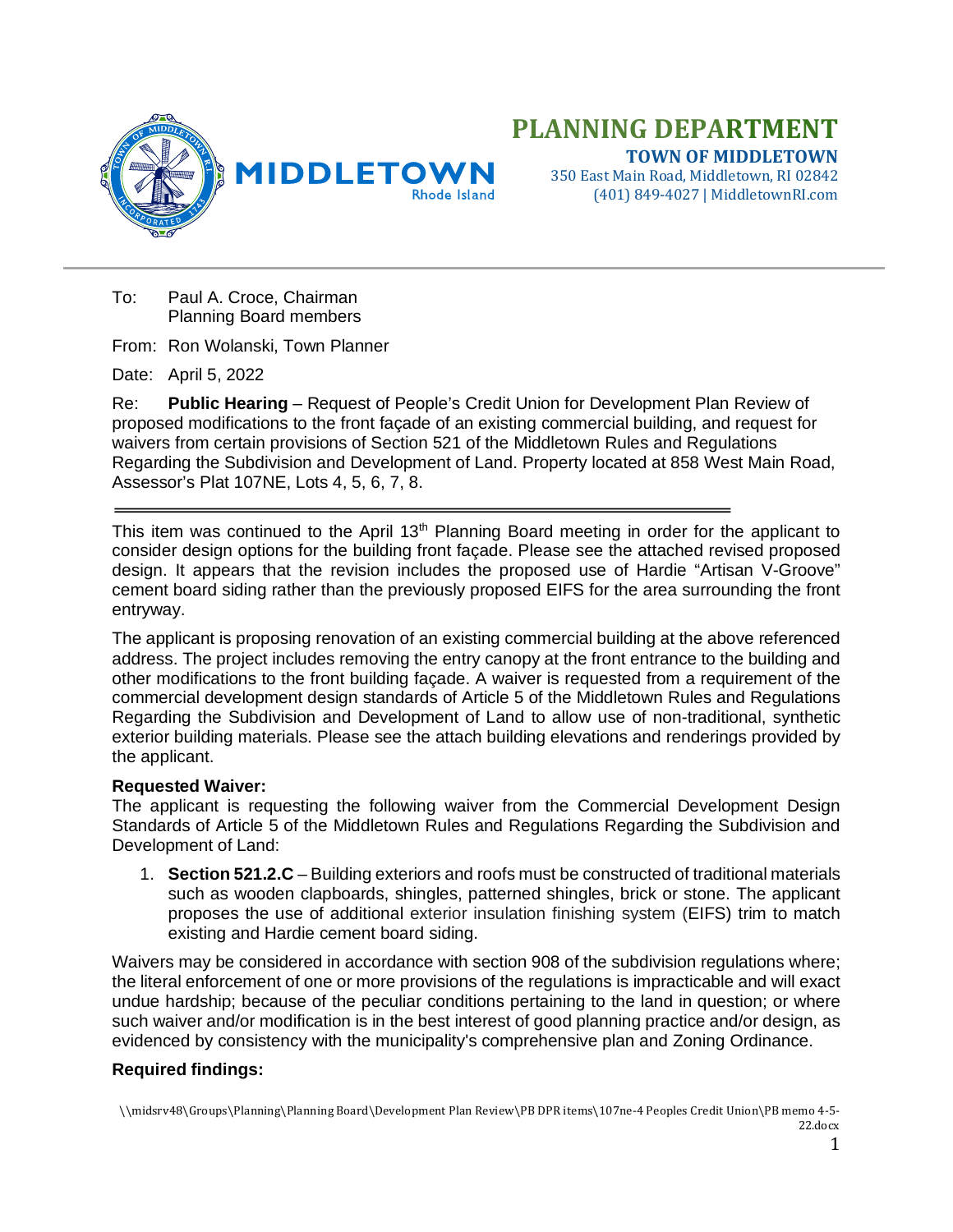# PLANNING DEPARTMENT

**TOWN OF MIDDLETOWN**
350 East Main Road, Middletown, RI 02842
(401) 849-4027 | MiddletownRI.com

MIDDLETOWN Rhode Island

---

To: Paul A. Croce, Chairman
Planning Board members

From: Ron Wolanski, Town Planner

Date: April 5, 2022

Re: **Public Hearing** – Request of People's Credit Union for Development Plan Review of proposed modifications to the front façade of an existing commercial building, and request for waivers from certain provisions of Section 521 of the Middletown Rules and Regulations Regarding the Subdivision and Development of Land. Property located at 858 West Main Road, Assessor's Plat 107NE, Lots 4, 5, 6, 7, 8.

---

This item was continued to the April 13th Planning Board meeting in order for the applicant to consider design options for the building front façade. Please see the attached revised proposed design. It appears that the revision includes the proposed use of Hardie "Artisan V-Groove" cement board siding rather than the previously proposed EIFS for the area surrounding the front entryway.

The applicant is proposing renovation of an existing commercial building at the above referenced address. The project includes removing the entry canopy at the front entrance to the building and other modifications to the front building façade. A waiver is requested from a requirement of the commercial development design standards of Article 5 of the Middletown Rules and Regulations Regarding the Subdivision and Development of Land to allow use of non-traditional, synthetic exterior building materials. Please see the attach building elevations and renderings provided by the applicant.

**Requested Waiver:**
The applicant is requesting the following waiver from the Commercial Development Design Standards of Article 5 of the Middletown Rules and Regulations Regarding the Subdivision and Development of Land:

1. **Section 521.2.C** – Building exteriors and roofs must be constructed of traditional materials such as wooden clapboards, shingles, patterned shingles, brick or stone. The applicant proposes the use of additional exterior insulation finishing system (EIFS) trim to match existing and Hardie cement board siding.

Waivers may be considered in accordance with section 908 of the subdivision regulations where; the literal enforcement of one or more provisions of the regulations is impracticable and will exact undue hardship; because of the peculiar conditions pertaining to the land in question; or where such waiver and/or modification is in the best interest of good planning practice and/or design, as evidenced by consistency with the municipality's comprehensive plan and Zoning Ordinance.

**Required findings:**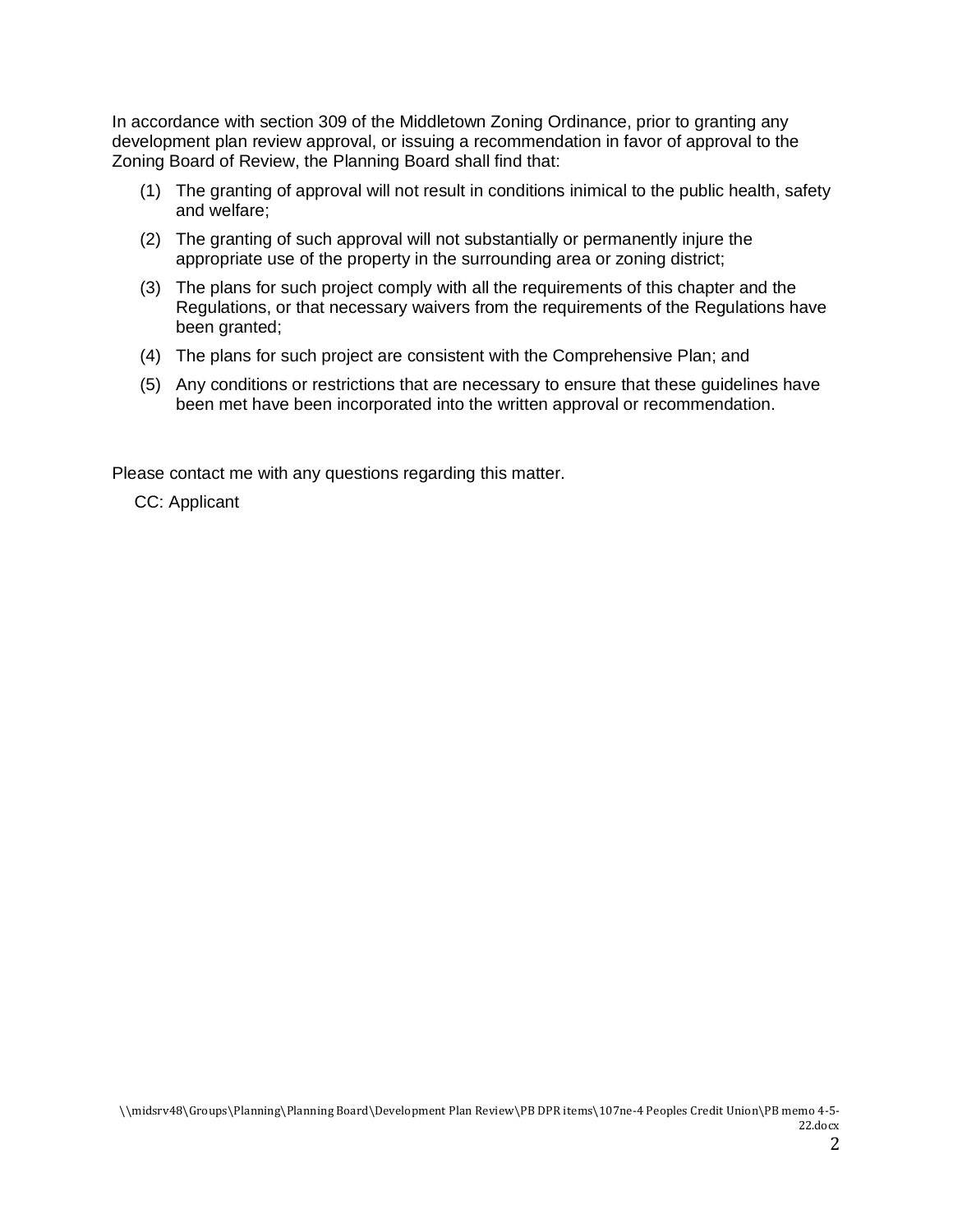In accordance with section 309 of the Middletown Zoning Ordinance, prior to granting any development plan review approval, or issuing a recommendation in favor of approval to the Zoning Board of Review, the Planning Board shall find that:

(1) The granting of approval will not result in conditions inimical to the public health, safety and welfare;

(2) The granting of such approval will not substantially or permanently injure the appropriate use of the property in the surrounding area or zoning district;

(3) The plans for such project comply with all the requirements of this chapter and the Regulations, or that necessary waivers from the requirements of the Regulations have been granted;

(4) The plans for such project are consistent with the Comprehensive Plan; and

(5) Any conditions or restrictions that are necessary to ensure that these guidelines have been met have been incorporated into the written approval or recommendation.

Please contact me with any questions regarding this matter.

CC: Applicant